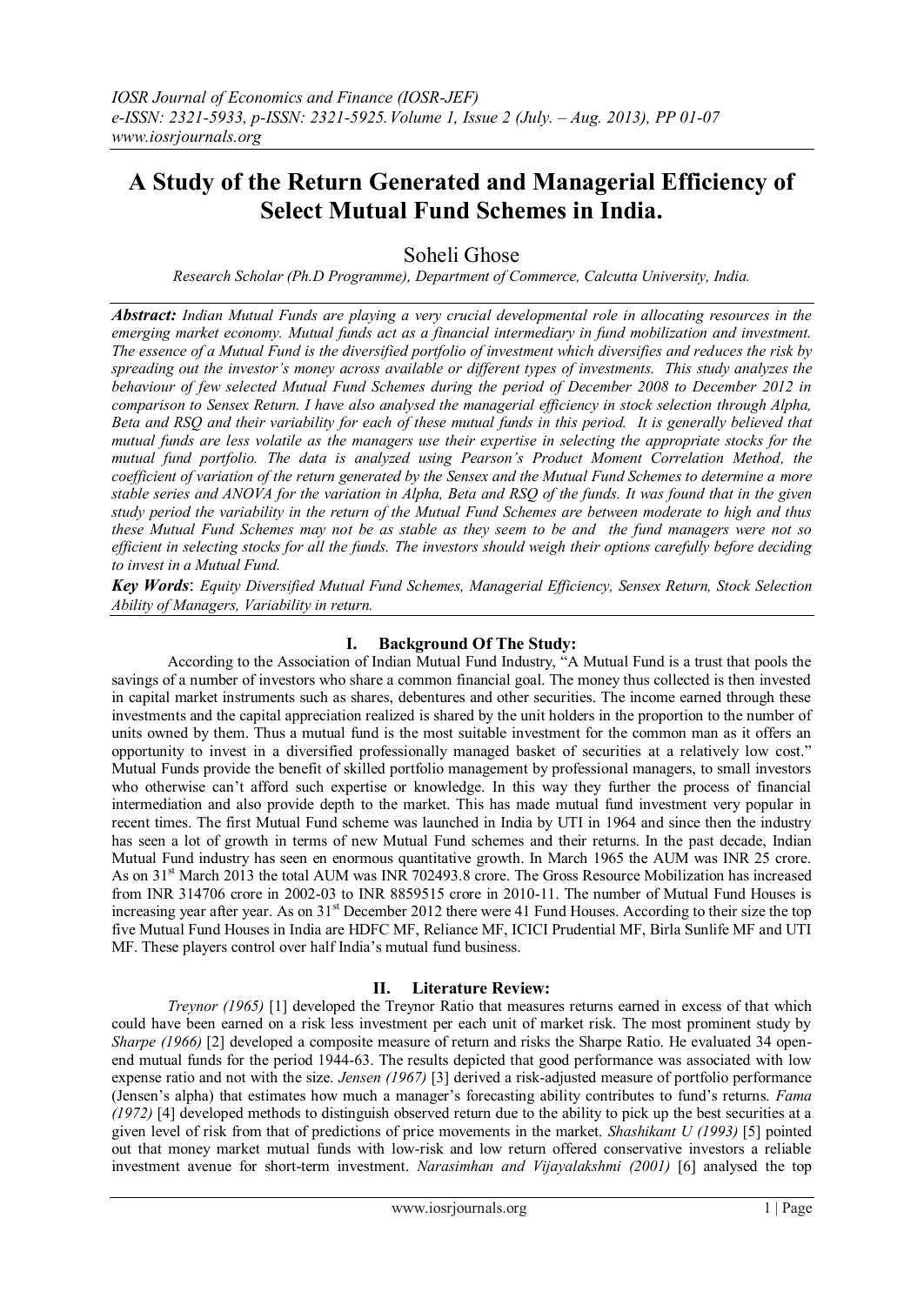# A Study of the Return Generated and Managerial Efficiency of Select Mutual Fund Schemes in India.

Soheli Ghose

*Research Scholar (Ph.D Programme), Department of Commerce, Calcutta University, India.*

***Abstract:*** *Indian Mutual Funds are playing a very crucial developmental role in allocating resources in the emerging market economy. Mutual funds act as a financial intermediary in fund mobilization and investment. The essence of a Mutual Fund is the diversified portfolio of investment which diversifies and reduces the risk by spreading out the investor's money across available or different types of investments. This study analyzes the behaviour of few selected Mutual Fund Schemes during the period of December 2008 to December 2012 in comparison to Sensex Return. I have also analysed the managerial efficiency in stock selection through Alpha, Beta and RSQ and their variability for each of these mutual funds in this period. It is generally believed that mutual funds are less volatile as the managers use their expertise in selecting the appropriate stocks for the mutual fund portfolio. The data is analyzed using Pearson's Product Moment Correlation Method, the coefficient of variation of the return generated by the Sensex and the Mutual Fund Schemes to determine a more stable series and ANOVA for the variation in Alpha, Beta and RSQ of the funds. It was found that in the given study period the variability in the return of the Mutual Fund Schemes are between moderate to high and thus these Mutual Fund Schemes may not be as stable as they seem to be and the fund managers were not so efficient in selecting stocks for all the funds. The investors should weigh their options carefully before deciding to invest in a Mutual Fund.*

***Key Words***: *Equity Diversified Mutual Fund Schemes, Managerial Efficiency, Sensex Return, Stock Selection Ability of Managers, Variability in return.*

## I. Background Of The Study:

According to the Association of Indian Mutual Fund Industry, "A Mutual Fund is a trust that pools the savings of a number of investors who share a common financial goal. The money thus collected is then invested in capital market instruments such as shares, debentures and other securities. The income earned through these investments and the capital appreciation realized is shared by the unit holders in the proportion to the number of units owned by them. Thus a mutual fund is the most suitable investment for the common man as it offers an opportunity to invest in a diversified professionally managed basket of securities at a relatively low cost." Mutual Funds provide the benefit of skilled portfolio management by professional managers, to small investors who otherwise can't afford such expertise or knowledge. In this way they further the process of financial intermediation and also provide depth to the market. This has made mutual fund investment very popular in recent times. The first Mutual Fund scheme was launched in India by UTI in 1964 and since then the industry has seen a lot of growth in terms of new Mutual Fund schemes and their returns. In the past decade, Indian Mutual Fund industry has seen en enormous quantitative growth. In March 1965 the AUM was INR 25 crore. As on 31st March 2013 the total AUM was INR 702493.8 crore. The Gross Resource Mobilization has increased from INR 314706 crore in 2002-03 to INR 8859515 crore in 2010-11. The number of Mutual Fund Houses is increasing year after year. As on 31st December 2012 there were 41 Fund Houses. According to their size the top five Mutual Fund Houses in India are HDFC MF, Reliance MF, ICICI Prudential MF, Birla Sunlife MF and UTI MF. These players control over half India's mutual fund business.

## II. Literature Review:

*Treynor (1965)* [1] developed the Treynor Ratio that measures returns earned in excess of that which could have been earned on a risk less investment per each unit of market risk. The most prominent study by *Sharpe (1966)* [2] developed a composite measure of return and risks the Sharpe Ratio. He evaluated 34 open-end mutual funds for the period 1944-63. The results depicted that good performance was associated with low expense ratio and not with the size. *Jensen (1967)* [3] derived a risk-adjusted measure of portfolio performance (Jensen's alpha) that estimates how much a manager's forecasting ability contributes to fund's returns. *Fama (1972)* [4] developed methods to distinguish observed return due to the ability to pick up the best securities at a given level of risk from that of predictions of price movements in the market. *Shashikant U (1993)* [5] pointed out that money market mutual funds with low-risk and low return offered conservative investors a reliable investment avenue for short-term investment. *Narasimhan and Vijayalakshmi (2001)* [6] analysed the top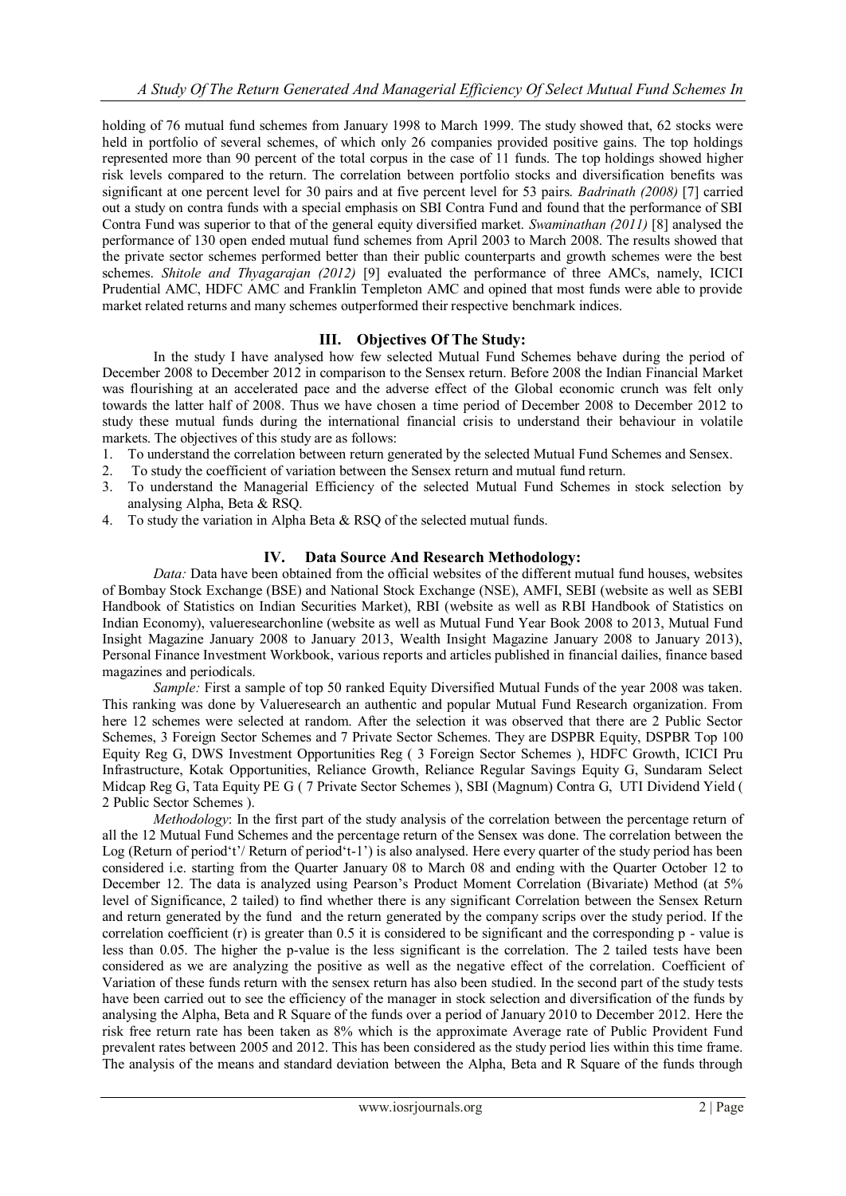holding of 76 mutual fund schemes from January 1998 to March 1999. The study showed that, 62 stocks were held in portfolio of several schemes, of which only 26 companies provided positive gains. The top holdings represented more than 90 percent of the total corpus in the case of 11 funds. The top holdings showed higher risk levels compared to the return. The correlation between portfolio stocks and diversification benefits was significant at one percent level for 30 pairs and at five percent level for 53 pairs. *Badrinath (2008)* [7] carried out a study on contra funds with a special emphasis on SBI Contra Fund and found that the performance of SBI Contra Fund was superior to that of the general equity diversified market. *Swaminathan (2011)* [8] analysed the performance of 130 open ended mutual fund schemes from April 2003 to March 2008. The results showed that the private sector schemes performed better than their public counterparts and growth schemes were the best schemes. *Shitole and Thyagarajan (2012)* [9] evaluated the performance of three AMCs, namely, ICICI Prudential AMC, HDFC AMC and Franklin Templeton AMC and opined that most funds were able to provide market related returns and many schemes outperformed their respective benchmark indices.

## III. Objectives Of The Study:

In the study I have analysed how few selected Mutual Fund Schemes behave during the period of December 2008 to December 2012 in comparison to the Sensex return. Before 2008 the Indian Financial Market was flourishing at an accelerated pace and the adverse effect of the Global economic crunch was felt only towards the latter half of 2008. Thus we have chosen a time period of December 2008 to December 2012 to study these mutual funds during the international financial crisis to understand their behaviour in volatile markets. The objectives of this study are as follows:

1. To understand the correlation between return generated by the selected Mutual Fund Schemes and Sensex.
2. To study the coefficient of variation between the Sensex return and mutual fund return.
3. To understand the Managerial Efficiency of the selected Mutual Fund Schemes in stock selection by analysing Alpha, Beta & RSQ.
4. To study the variation in Alpha Beta & RSQ of the selected mutual funds.

## IV. Data Source And Research Methodology:

*Data:* Data have been obtained from the official websites of the different mutual fund houses, websites of Bombay Stock Exchange (BSE) and National Stock Exchange (NSE), AMFI, SEBI (website as well as SEBI Handbook of Statistics on Indian Securities Market), RBI (website as well as RBI Handbook of Statistics on Indian Economy), valueresearchonline (website as well as Mutual Fund Year Book 2008 to 2013, Mutual Fund Insight Magazine January 2008 to January 2013, Wealth Insight Magazine January 2008 to January 2013), Personal Finance Investment Workbook, various reports and articles published in financial dailies, finance based magazines and periodicals.

*Sample:* First a sample of top 50 ranked Equity Diversified Mutual Funds of the year 2008 was taken. This ranking was done by Valueresearch an authentic and popular Mutual Fund Research organization. From here 12 schemes were selected at random. After the selection it was observed that there are 2 Public Sector Schemes, 3 Foreign Sector Schemes and 7 Private Sector Schemes. They are DSPBR Equity, DSPBR Top 100 Equity Reg G, DWS Investment Opportunities Reg ( 3 Foreign Sector Schemes ), HDFC Growth, ICICI Pru Infrastructure, Kotak Opportunities, Reliance Growth, Reliance Regular Savings Equity G, Sundaram Select Midcap Reg G, Tata Equity PE G ( 7 Private Sector Schemes ), SBI (Magnum) Contra G, UTI Dividend Yield ( 2 Public Sector Schemes ).

*Methodology*: In the first part of the study analysis of the correlation between the percentage return of all the 12 Mutual Fund Schemes and the percentage return of the Sensex was done. The correlation between the Log (Return of period't'/ Return of period't-1') is also analysed. Here every quarter of the study period has been considered i.e. starting from the Quarter January 08 to March 08 and ending with the Quarter October 12 to December 12. The data is analyzed using Pearson's Product Moment Correlation (Bivariate) Method (at 5% level of Significance, 2 tailed) to find whether there is any significant Correlation between the Sensex Return and return generated by the fund and the return generated by the company scrips over the study period. If the correlation coefficient (r) is greater than 0.5 it is considered to be significant and the corresponding p - value is less than 0.05. The higher the p-value is the less significant is the correlation. The 2 tailed tests have been considered as we are analyzing the positive as well as the negative effect of the correlation. Coefficient of Variation of these funds return with the sensex return has also been studied. In the second part of the study tests have been carried out to see the efficiency of the manager in stock selection and diversification of the funds by analysing the Alpha, Beta and R Square of the funds over a period of January 2010 to December 2012. Here the risk free return rate has been taken as 8% which is the approximate Average rate of Public Provident Fund prevalent rates between 2005 and 2012. This has been considered as the study period lies within this time frame. The analysis of the means and standard deviation between the Alpha, Beta and R Square of the funds through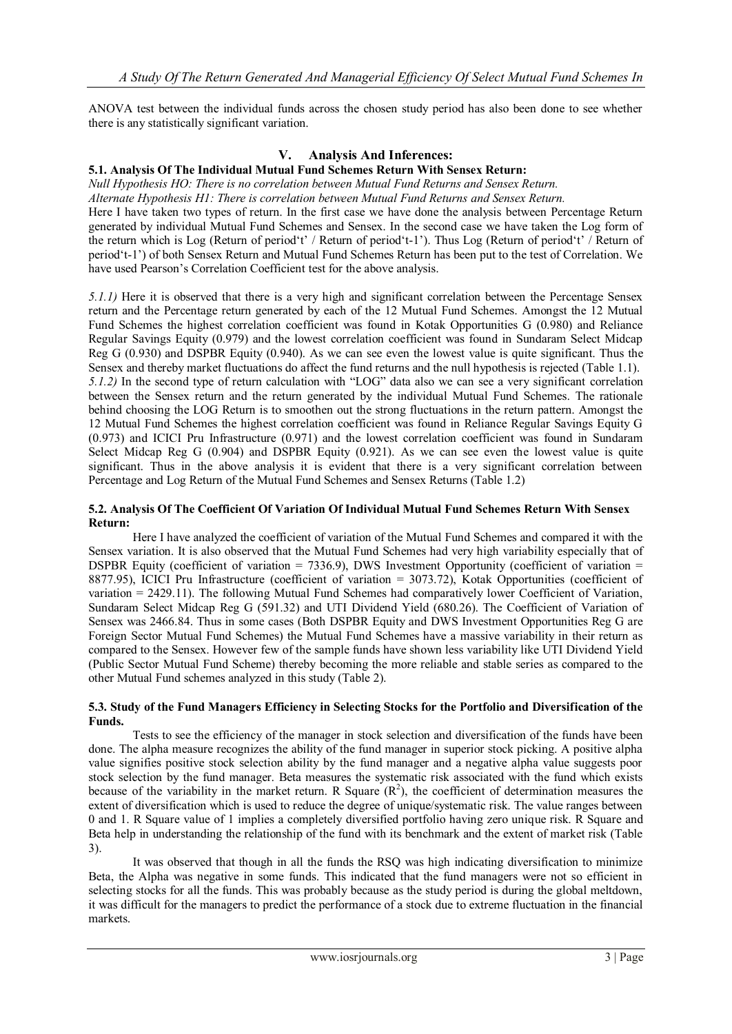ANOVA test between the individual funds across the chosen study period has also been done to see whether there is any statistically significant variation.

## V. Analysis And Inferences:

### 5.1. Analysis Of The Individual Mutual Fund Schemes Return With Sensex Return:

*Null Hypothesis HO: There is no correlation between Mutual Fund Returns and Sensex Return.*

*Alternate Hypothesis H1: There is correlation between Mutual Fund Returns and Sensex Return.*

Here I have taken two types of return. In the first case we have done the analysis between Percentage Return generated by individual Mutual Fund Schemes and Sensex. In the second case we have taken the Log form of the return which is Log (Return of period't' / Return of period't-1'). Thus Log (Return of period't' / Return of period't-1') of both Sensex Return and Mutual Fund Schemes Return has been put to the test of Correlation. We have used Pearson's Correlation Coefficient test for the above analysis.

*5.1.1)* Here it is observed that there is a very high and significant correlation between the Percentage Sensex return and the Percentage return generated by each of the 12 Mutual Fund Schemes. Amongst the 12 Mutual Fund Schemes the highest correlation coefficient was found in Kotak Opportunities G (0.980) and Reliance Regular Savings Equity (0.979) and the lowest correlation coefficient was found in Sundaram Select Midcap Reg G (0.930) and DSPBR Equity (0.940). As we can see even the lowest value is quite significant. Thus the Sensex and thereby market fluctuations do affect the fund returns and the null hypothesis is rejected (Table 1.1).

*5.1.2)* In the second type of return calculation with "LOG" data also we can see a very significant correlation between the Sensex return and the return generated by the individual Mutual Fund Schemes. The rationale behind choosing the LOG Return is to smoothen out the strong fluctuations in the return pattern. Amongst the 12 Mutual Fund Schemes the highest correlation coefficient was found in Reliance Regular Savings Equity G (0.973) and ICICI Pru Infrastructure (0.971) and the lowest correlation coefficient was found in Sundaram Select Midcap Reg G (0.904) and DSPBR Equity (0.921). As we can see even the lowest value is quite significant. Thus in the above analysis it is evident that there is a very significant correlation between Percentage and Log Return of the Mutual Fund Schemes and Sensex Returns (Table 1.2)

### 5.2. Analysis Of The Coefficient Of Variation Of Individual Mutual Fund Schemes Return With Sensex Return:

Here I have analyzed the coefficient of variation of the Mutual Fund Schemes and compared it with the Sensex variation. It is also observed that the Mutual Fund Schemes had very high variability especially that of DSPBR Equity (coefficient of variation = 7336.9), DWS Investment Opportunity (coefficient of variation = 8877.95), ICICI Pru Infrastructure (coefficient of variation = 3073.72), Kotak Opportunities (coefficient of variation = 2429.11). The following Mutual Fund Schemes had comparatively lower Coefficient of Variation, Sundaram Select Midcap Reg G (591.32) and UTI Dividend Yield (680.26). The Coefficient of Variation of Sensex was 2466.84. Thus in some cases (Both DSPBR Equity and DWS Investment Opportunities Reg G are Foreign Sector Mutual Fund Schemes) the Mutual Fund Schemes have a massive variability in their return as compared to the Sensex. However few of the sample funds have shown less variability like UTI Dividend Yield (Public Sector Mutual Fund Scheme) thereby becoming the more reliable and stable series as compared to the other Mutual Fund schemes analyzed in this study (Table 2).

### 5.3. Study of the Fund Managers Efficiency in Selecting Stocks for the Portfolio and Diversification of the Funds.

Tests to see the efficiency of the manager in stock selection and diversification of the funds have been done. The alpha measure recognizes the ability of the fund manager in superior stock picking. A positive alpha value signifies positive stock selection ability by the fund manager and a negative alpha value suggests poor stock selection by the fund manager. Beta measures the systematic risk associated with the fund which exists because of the variability in the market return. R Square ($R^2$), the coefficient of determination measures the extent of diversification which is used to reduce the degree of unique/systematic risk. The value ranges between 0 and 1. R Square value of 1 implies a completely diversified portfolio having zero unique risk. R Square and Beta help in understanding the relationship of the fund with its benchmark and the extent of market risk (Table 3).

It was observed that though in all the funds the RSQ was high indicating diversification to minimize Beta, the Alpha was negative in some funds. This indicated that the fund managers were not so efficient in selecting stocks for all the funds. This was probably because as the study period is during the global meltdown, it was difficult for the managers to predict the performance of a stock due to extreme fluctuation in the financial markets.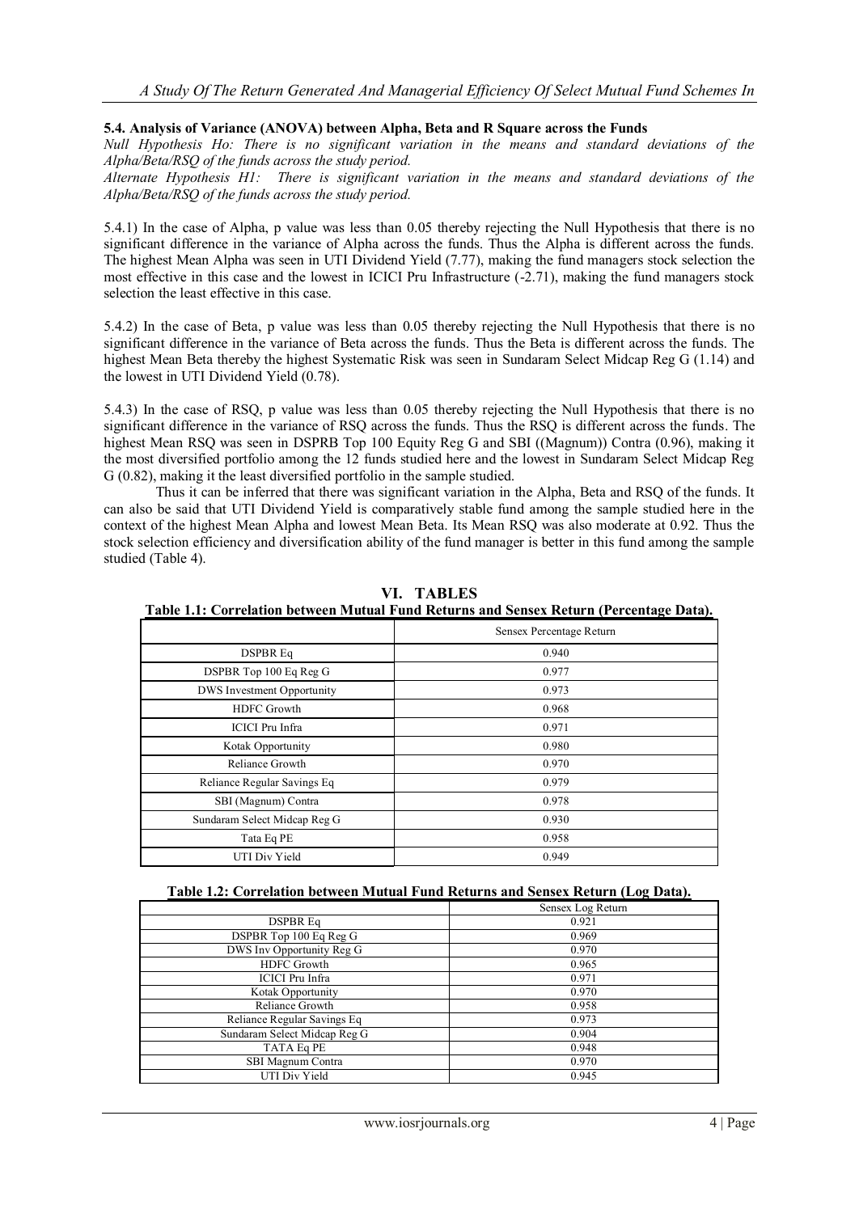### 5.4. Analysis of Variance (ANOVA) between Alpha, Beta and R Square across the Funds

*Null Hypothesis Ho: There is no significant variation in the means and standard deviations of the Alpha/Beta/RSQ of the funds across the study period.*

*Alternate Hypothesis H1: There is significant variation in the means and standard deviations of the Alpha/Beta/RSQ of the funds across the study period.*

5.4.1) In the case of Alpha, p value was less than 0.05 thereby rejecting the Null Hypothesis that there is no significant difference in the variance of Alpha across the funds. Thus the Alpha is different across the funds. The highest Mean Alpha was seen in UTI Dividend Yield (7.77), making the fund managers stock selection the most effective in this case and the lowest in ICICI Pru Infrastructure (-2.71), making the fund managers stock selection the least effective in this case.

5.4.2) In the case of Beta, p value was less than 0.05 thereby rejecting the Null Hypothesis that there is no significant difference in the variance of Beta across the funds. Thus the Beta is different across the funds. The highest Mean Beta thereby the highest Systematic Risk was seen in Sundaram Select Midcap Reg G (1.14) and the lowest in UTI Dividend Yield (0.78).

5.4.3) In the case of RSQ, p value was less than 0.05 thereby rejecting the Null Hypothesis that there is no significant difference in the variance of RSQ across the funds. Thus the RSQ is different across the funds. The highest Mean RSQ was seen in DSPRB Top 100 Equity Reg G and SBI ((Magnum)) Contra (0.96), making it the most diversified portfolio among the 12 funds studied here and the lowest in Sundaram Select Midcap Reg G (0.82), making it the least diversified portfolio in the sample studied.

Thus it can be inferred that there was significant variation in the Alpha, Beta and RSQ of the funds. It can also be said that UTI Dividend Yield is comparatively stable fund among the sample studied here in the context of the highest Mean Alpha and lowest Mean Beta. Its Mean RSQ was also moderate at 0.92. Thus the stock selection efficiency and diversification ability of the fund manager is better in this fund among the sample studied (Table 4).

## VI. TABLES

**Table 1.1: Correlation between Mutual Fund Returns and Sensex Return (Percentage Data).**

| | Sensex Percentage Return |
|---|---|
| DSPBR Eq | 0.940 |
| DSPBR Top 100 Eq Reg G | 0.977 |
| DWS Investment Opportunity | 0.973 |
| HDFC Growth | 0.968 |
| ICICI Pru Infra | 0.971 |
| Kotak Opportunity | 0.980 |
| Reliance Growth | 0.970 |
| Reliance Regular Savings Eq | 0.979 |
| SBI (Magnum) Contra | 0.978 |
| Sundaram Select Midcap Reg G | 0.930 |
| Tata Eq PE | 0.958 |
| UTI Div Yield | 0.949 |

**Table 1.2: Correlation between Mutual Fund Returns and Sensex Return (Log Data).**

| | Sensex Log Return |
|---|---|
| DSPBR Eq | 0.921 |
| DSPBR Top 100 Eq Reg G | 0.969 |
| DWS Inv Opportunity Reg G | 0.970 |
| HDFC Growth | 0.965 |
| ICICI Pru Infra | 0.971 |
| Kotak Opportunity | 0.970 |
| Reliance Growth | 0.958 |
| Reliance Regular Savings Eq | 0.973 |
| Sundaram Select Midcap Reg G | 0.904 |
| TATA Eq PE | 0.948 |
| SBI Magnum Contra | 0.970 |
| UTI Div Yield | 0.945 |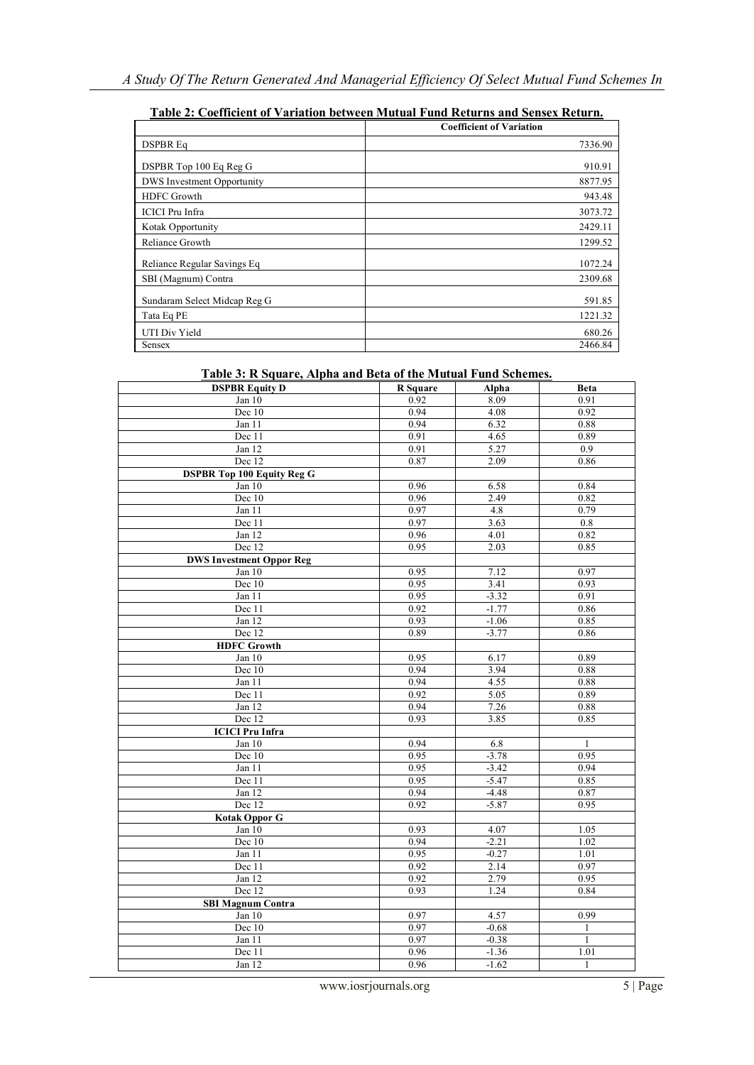**Table 2: Coefficient of Variation between Mutual Fund Returns and Sensex Return.**

| | Coefficient of Variation |
|---|---|
| DSPBR Eq | 7336.90 |
| DSPBR Top 100 Eq Reg G | 910.91 |
| DWS Investment Opportunity | 8877.95 |
| HDFC Growth | 943.48 |
| ICICI Pru Infra | 3073.72 |
| Kotak Opportunity | 2429.11 |
| Reliance Growth | 1299.52 |
| Reliance Regular Savings Eq | 1072.24 |
| SBI (Magnum) Contra | 2309.68 |
| Sundaram Select Midcap Reg G | 591.85 |
| Tata Eq PE | 1221.32 |
| UTI Div Yield | 680.26 |
| Sensex | 2466.84 |

**Table 3: R Square, Alpha and Beta of the Mutual Fund Schemes.**

| DSPBR Equity D | R Square | Alpha | Beta |
|---|---|---|---|
| Jan 10 | 0.92 | 8.09 | 0.91 |
| Dec 10 | 0.94 | 4.08 | 0.92 |
| Jan 11 | 0.94 | 6.32 | 0.88 |
| Dec 11 | 0.91 | 4.65 | 0.89 |
| Jan 12 | 0.91 | 5.27 | 0.9 |
| Dec 12 | 0.87 | 2.09 | 0.86 |
| **DSPBR Top 100 Equity Reg G** | | | |
| Jan 10 | 0.96 | 6.58 | 0.84 |
| Dec 10 | 0.96 | 2.49 | 0.82 |
| Jan 11 | 0.97 | 4.8 | 0.79 |
| Dec 11 | 0.97 | 3.63 | 0.8 |
| Jan 12 | 0.96 | 4.01 | 0.82 |
| Dec 12 | 0.95 | 2.03 | 0.85 |
| **DWS Investment Oppor Reg** | | | |
| Jan 10 | 0.95 | 7.12 | 0.97 |
| Dec 10 | 0.95 | 3.41 | 0.93 |
| Jan 11 | 0.95 | -3.32 | 0.91 |
| Dec 11 | 0.92 | -1.77 | 0.86 |
| Jan 12 | 0.93 | -1.06 | 0.85 |
| Dec 12 | 0.89 | -3.77 | 0.86 |
| **HDFC Growth** | | | |
| Jan 10 | 0.95 | 6.17 | 0.89 |
| Dec 10 | 0.94 | 3.94 | 0.88 |
| Jan 11 | 0.94 | 4.55 | 0.88 |
| Dec 11 | 0.92 | 5.05 | 0.89 |
| Jan 12 | 0.94 | 7.26 | 0.88 |
| Dec 12 | 0.93 | 3.85 | 0.85 |
| **ICICI Pru Infra** | | | |
| Jan 10 | 0.94 | 6.8 | 1 |
| Dec 10 | 0.95 | -3.78 | 0.95 |
| Jan 11 | 0.95 | -3.42 | 0.94 |
| Dec 11 | 0.95 | -5.47 | 0.85 |
| Jan 12 | 0.94 | -4.48 | 0.87 |
| Dec 12 | 0.92 | -5.87 | 0.95 |
| **Kotak Oppor G** | | | |
| Jan 10 | 0.93 | 4.07 | 1.05 |
| Dec 10 | 0.94 | -2.21 | 1.02 |
| Jan 11 | 0.95 | -0.27 | 1.01 |
| Dec 11 | 0.92 | 2.14 | 0.97 |
| Jan 12 | 0.92 | 2.79 | 0.95 |
| Dec 12 | 0.93 | 1.24 | 0.84 |
| **SBI Magnum Contra** | | | |
| Jan 10 | 0.97 | 4.57 | 0.99 |
| Dec 10 | 0.97 | -0.68 | 1 |
| Jan 11 | 0.97 | -0.38 | 1 |
| Dec 11 | 0.96 | -1.36 | 1.01 |
| Jan 12 | 0.96 | -1.62 | 1 |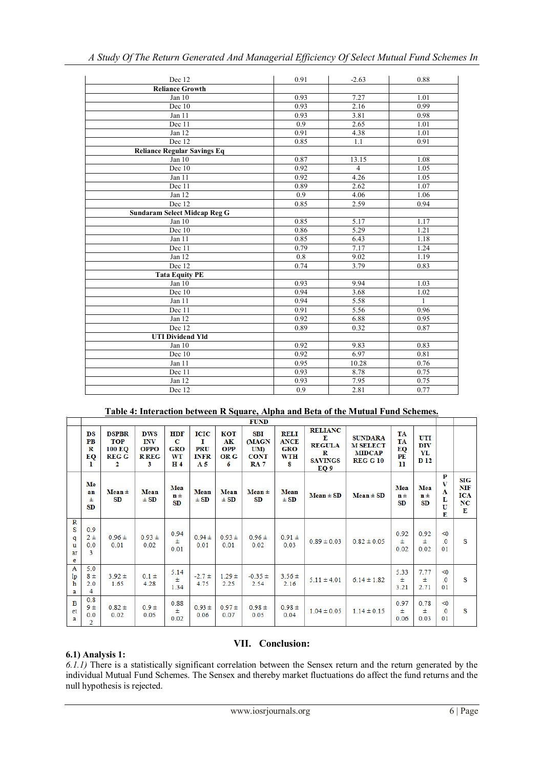| | | | |
|---|---|---|---|
| Dec 12 | 0.91 | -2.63 | 0.88 |
| **Reliance Growth** | | | |
| Jan 10 | 0.93 | 7.27 | 1.01 |
| Dec 10 | 0.93 | 2.16 | 0.99 |
| Jan 11 | 0.93 | 3.81 | 0.98 |
| Dec 11 | 0.9 | 2.65 | 1.01 |
| Jan 12 | 0.91 | 4.38 | 1.01 |
| Dec 12 | 0.85 | 1.1 | 0.91 |
| **Reliance Regular Savings Eq** | | | |
| Jan 10 | 0.87 | 13.15 | 1.08 |
| Dec 10 | 0.92 | 4 | 1.05 |
| Jan 11 | 0.92 | 4.26 | 1.05 |
| Dec 11 | 0.89 | 2.62 | 1.07 |
| Jan 12 | 0.9 | 4.06 | 1.06 |
| Dec 12 | 0.85 | 2.59 | 0.94 |
| **Sundaram Select Midcap Reg G** | | | |
| Jan 10 | 0.85 | 5.17 | 1.17 |
| Dec 10 | 0.86 | 5.29 | 1.21 |
| Jan 11 | 0.85 | 6.43 | 1.18 |
| Dec 11 | 0.79 | 7.17 | 1.24 |
| Jan 12 | 0.8 | 9.02 | 1.19 |
| Dec 12 | 0.74 | 3.79 | 0.83 |
| **Tata Equity PE** | | | |
| Jan 10 | 0.93 | 9.94 | 1.03 |
| Dec 10 | 0.94 | 3.68 | 1.02 |
| Jan 11 | 0.94 | 5.58 | 1 |
| Dec 11 | 0.91 | 5.56 | 0.96 |
| Jan 12 | 0.92 | 6.88 | 0.95 |
| Dec 12 | 0.89 | 0.32 | 0.87 |
| **UTI Dividend Yld** | | | |
| Jan 10 | 0.92 | 9.83 | 0.83 |
| Dec 10 | 0.92 | 6.97 | 0.81 |
| Jan 11 | 0.95 | 10.28 | 0.76 |
| Dec 11 | 0.93 | 8.78 | 0.75 |
| Jan 12 | 0.93 | 7.95 | 0.75 |
| Dec 12 | 0.9 | 2.81 | 0.77 |

**Table 4: Interaction between R Square, Alpha and Beta of the Mutual Fund Schemes.**

| | FUND | | | | | | | | | | | | | |
|---|---|---|---|---|---|---|---|---|---|---|---|---|---|---|
| | DSPBR EQ 1 | DSPBR TOP 100 EQ REG G 2 | DWS INV OPPO R REG 3 | HDFC GRO WTH 4 | ICICI PRU INFRA 5 | KOTAK OPP OR G 6 | SBI (MAGNUM) CONTRA 7 | RELIANCE GROWTH 8 | RELIANCE REGULAR SAVINGS EQ 9 | SUNDARAM SELECT MIDCAP REG G 10 | TATA EQ PE 11 | UTI DIV YLD 12 | | |
| | Mean ± SD | Mean ± SD | Mean ± SD | Mean ± SD | Mean ± SD | Mean ± SD | Mean ± SD | Mean ± SD | Mean ± SD | Mean ± SD | Mean ± SD | Mean ± SD | P VALUE | SIGNIFICANCE |
| R Square | 0.92 ± 0.03 | 0.96 ± 0.01 | 0.93 ± 0.02 | 0.94 ± 0.01 | 0.94 ± 0.01 | 0.93 ± 0.01 | 0.96 ± 0.02 | 0.91 ± 0.03 | 0.89 ± 0.03 | 0.82 ± 0.05 | 0.92 ± 0.02 | 0.92 ± 0.02 | <0.001 | S |
| Alpha | 5.08 ± 2.04 | 3.92 ± 1.65 | 0.1 ± 4.28 | 5.14 ± 1.34 | -2.7 ± 4.75 | 1.29 ± 2.25 | -0.35 ± 2.54 | 3.56 ± 2.16 | 5.11 ± 4.01 | 6.14 ± 1.82 | 5.33 ± 3.21 | 7.77 ± 2.71 | <0.001 | S |
| Beta | 0.89 ± 0.02 | 0.82 ± 0.02 | 0.9 ± 0.05 | 0.88 ± 0.02 | 0.93 ± 0.06 | 0.97 ± 0.07 | 0.98 ± 0.05 | 0.98 ± 0.04 | 1.04 ± 0.05 | 1.14 ± 0.15 | 0.97 ± 0.06 | 0.78 ± 0.03 | <0.001 | S |

## VII. Conclusion:

### 6.1) Analysis 1:

*6.1.1)* There is a statistically significant correlation between the Sensex return and the return generated by the individual Mutual Fund Schemes. The Sensex and thereby market fluctuations do affect the fund returns and the null hypothesis is rejected.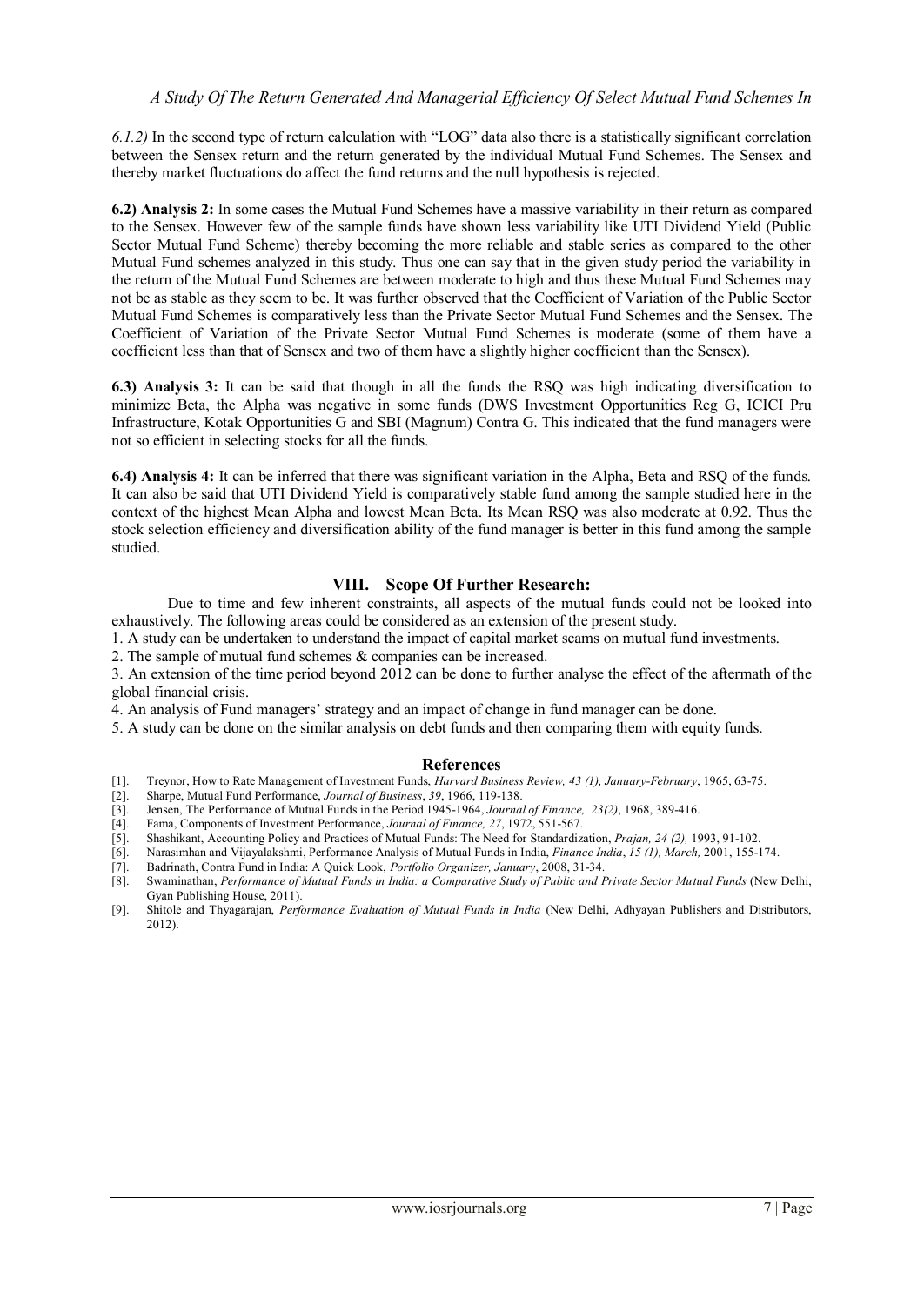*6.1.2)* In the second type of return calculation with "LOG" data also there is a statistically significant correlation between the Sensex return and the return generated by the individual Mutual Fund Schemes. The Sensex and thereby market fluctuations do affect the fund returns and the null hypothesis is rejected.

**6.2) Analysis 2:** In some cases the Mutual Fund Schemes have a massive variability in their return as compared to the Sensex. However few of the sample funds have shown less variability like UTI Dividend Yield (Public Sector Mutual Fund Scheme) thereby becoming the more reliable and stable series as compared to the other Mutual Fund schemes analyzed in this study. Thus one can say that in the given study period the variability in the return of the Mutual Fund Schemes are between moderate to high and thus these Mutual Fund Schemes may not be as stable as they seem to be. It was further observed that the Coefficient of Variation of the Public Sector Mutual Fund Schemes is comparatively less than the Private Sector Mutual Fund Schemes and the Sensex. The Coefficient of Variation of the Private Sector Mutual Fund Schemes is moderate (some of them have a coefficient less than that of Sensex and two of them have a slightly higher coefficient than the Sensex).

**6.3) Analysis 3:** It can be said that though in all the funds the RSQ was high indicating diversification to minimize Beta, the Alpha was negative in some funds (DWS Investment Opportunities Reg G, ICICI Pru Infrastructure, Kotak Opportunities G and SBI (Magnum) Contra G. This indicated that the fund managers were not so efficient in selecting stocks for all the funds.

**6.4) Analysis 4:** It can be inferred that there was significant variation in the Alpha, Beta and RSQ of the funds. It can also be said that UTI Dividend Yield is comparatively stable fund among the sample studied here in the context of the highest Mean Alpha and lowest Mean Beta. Its Mean RSQ was also moderate at 0.92. Thus the stock selection efficiency and diversification ability of the fund manager is better in this fund among the sample studied.

## VIII. Scope Of Further Research:

Due to time and few inherent constraints, all aspects of the mutual funds could not be looked into exhaustively. The following areas could be considered as an extension of the present study.

1. A study can be undertaken to understand the impact of capital market scams on mutual fund investments.
2. The sample of mutual fund schemes & companies can be increased.
3. An extension of the time period beyond 2012 can be done to further analyse the effect of the aftermath of the global financial crisis.
4. An analysis of Fund managers' strategy and an impact of change in fund manager can be done.
5. A study can be done on the similar analysis on debt funds and then comparing them with equity funds.

## References

[1]. Treynor, How to Rate Management of Investment Funds, *Harvard Business Review, 43 (1), January-February*, 1965, 63-75.
[2]. Sharpe, Mutual Fund Performance, *Journal of Business*, *39*, 1966, 119-138.
[3]. Jensen, The Performance of Mutual Funds in the Period 1945-1964, *Journal of Finance, 23(2)*, 1968, 389-416.
[4]. Fama, Components of Investment Performance, *Journal of Finance, 27*, 1972, 551-567.
[5]. Shashikant, Accounting Policy and Practices of Mutual Funds: The Need for Standardization, *Prajan, 24 (2),* 1993, 91-102.
[6]. Narasimhan and Vijayalakshmi, Performance Analysis of Mutual Funds in India, *Finance India*, *15 (1), March,* 2001, 155-174.
[7]. Badrinath, Contra Fund in India: A Quick Look, *Portfolio Organizer, January*, 2008, 31-34.
[8]. Swaminathan, *Performance of Mutual Funds in India: a Comparative Study of Public and Private Sector Mutual Funds* (New Delhi, Gyan Publishing House, 2011).
[9]. Shitole and Thyagarajan, *Performance Evaluation of Mutual Funds in India* (New Delhi, Adhyayan Publishers and Distributors, 2012).